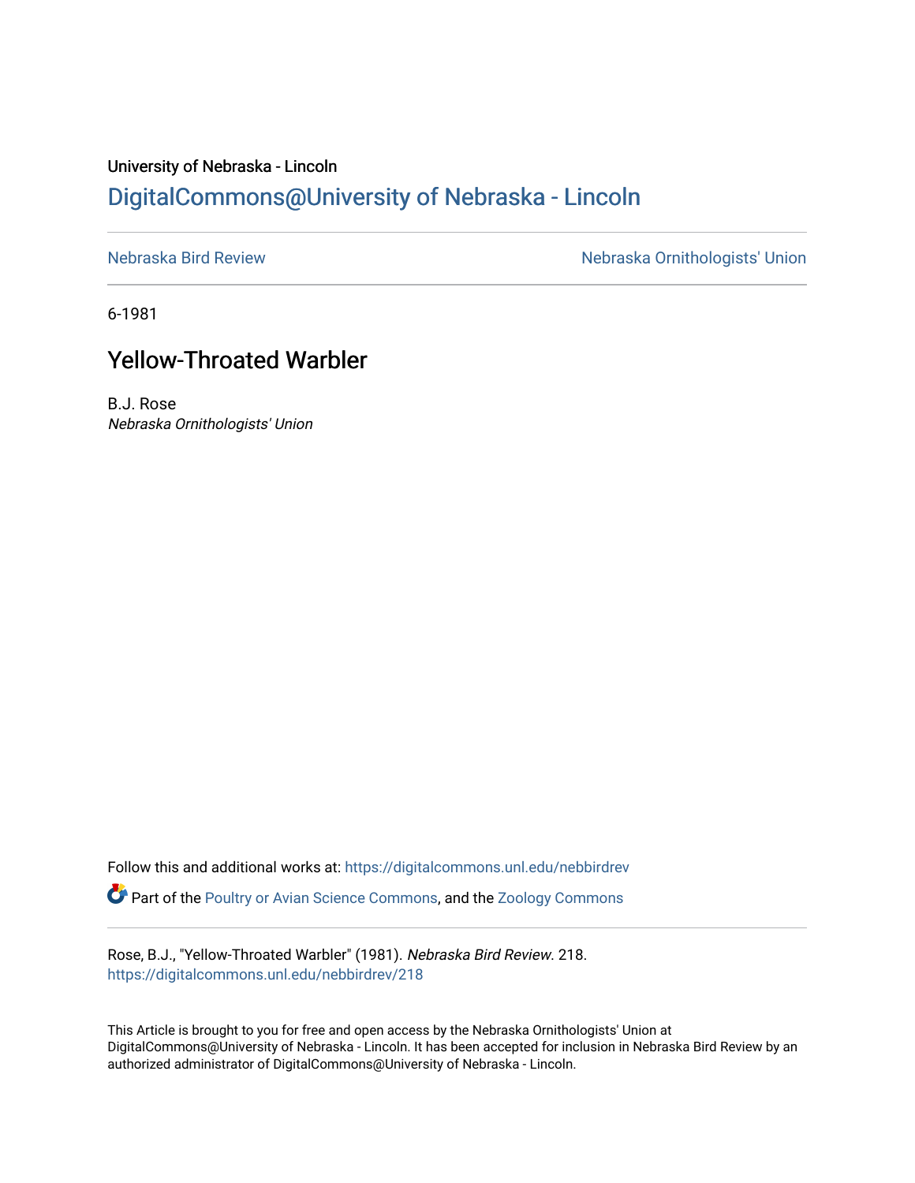University of Nebraska - Lincoln

## DigitalCommons@University of Nebraska - Lincoln

Nebraska Bird Review | Nebraska Ornithologists' Union

6-1981

# Yellow-Throated Warbler

B.J. Rose

*Nebraska Ornithologists' Union*

Follow this and additional works at: https://digitalcommons.unl.edu/nebbirdrev

Part of the Poultry or Avian Science Commons, and the Zoology Commons

Rose, B.J., "Yellow-Throated Warbler" (1981). *Nebraska Bird Review*. 218.
https://digitalcommons.unl.edu/nebbirdrev/218

This Article is brought to you for free and open access by the Nebraska Ornithologists' Union at DigitalCommons@University of Nebraska - Lincoln. It has been accepted for inclusion in Nebraska Bird Review by an authorized administrator of DigitalCommons@University of Nebraska - Lincoln.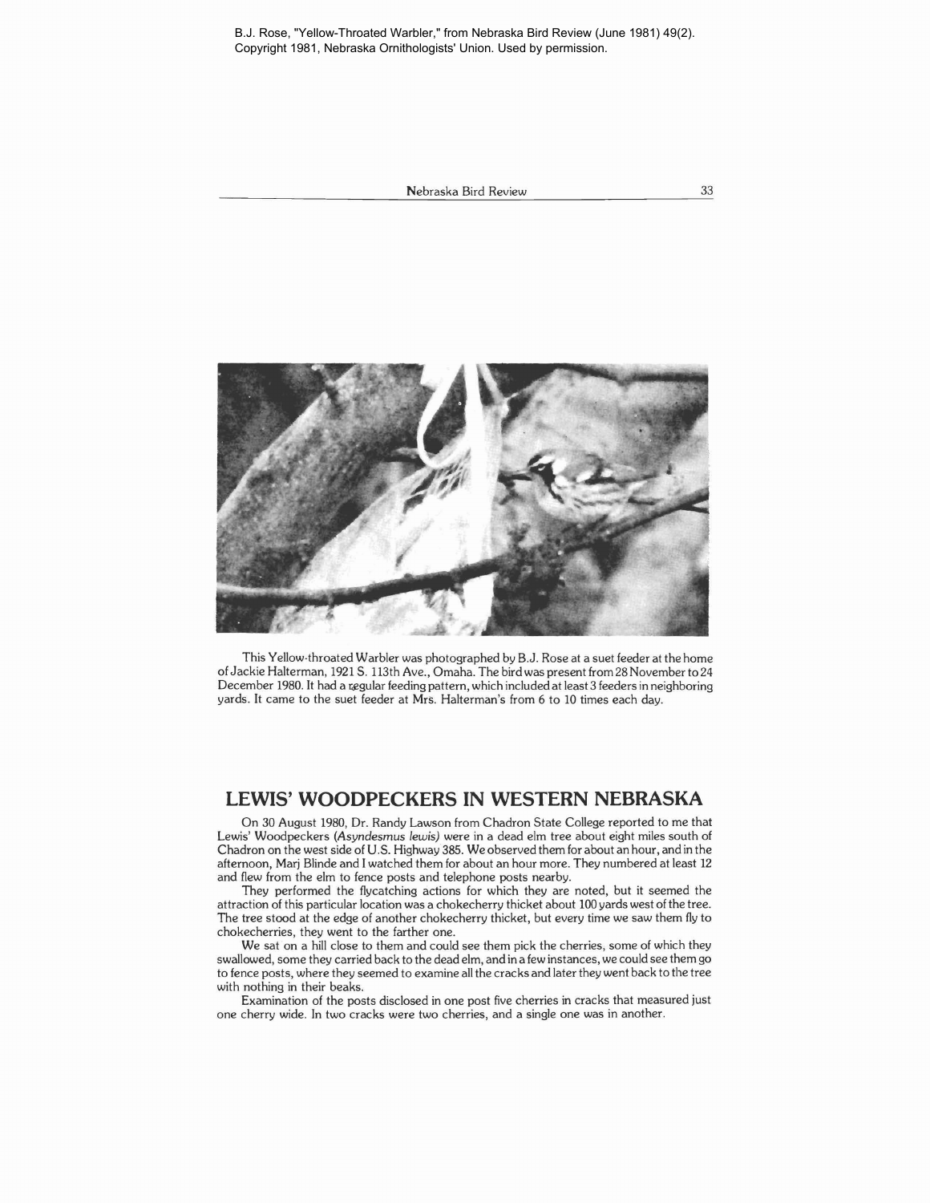B.J. Rose, "Yellow-Throated Warbler," from Nebraska Bird Review (June 1981) 49(2). Copyright 1981, Nebraska Ornithologists' Union. Used by permission.

This Yellow-throated Warbler was photographed by B.J. Rose at a suet feeder at the home of Jackie Halterman, 1921 S. 113th Ave., Omaha. The bird was present from 28 November to 24 December 1980. It had a regular feeding pattern, which included at least 3 feeders in neighboring yards. It came to the suet feeder at Mrs. Halterman's from 6 to 10 times each day.

# LEWIS' WOODPECKERS IN WESTERN NEBRASKA

On 30 August 1980, Dr. Randy Lawson from Chadron State College reported to me that Lewis' Woodpeckers (*Asyndesmus lewis*) were in a dead elm tree about eight miles south of Chadron on the west side of U.S. Highway 385. We observed them for about an hour, and in the afternoon, Marj Blinde and I watched them for about an hour more. They numbered at least 12 and flew from the elm to fence posts and telephone posts nearby.

They performed the flycatching actions for which they are noted, but it seemed the attraction of this particular location was a chokecherry thicket about 100 yards west of the tree. The tree stood at the edge of another chokecherry thicket, but every time we saw them fly to chokecherries, they went to the farther one.

We sat on a hill close to them and could see them pick the cherries, some of which they swallowed, some they carried back to the dead elm, and in a few instances, we could see them go to fence posts, where they seemed to examine all the cracks and later they went back to the tree with nothing in their beaks.

Examination of the posts disclosed in one post five cherries in cracks that measured just one cherry wide. In two cracks were two cherries, and a single one was in another.